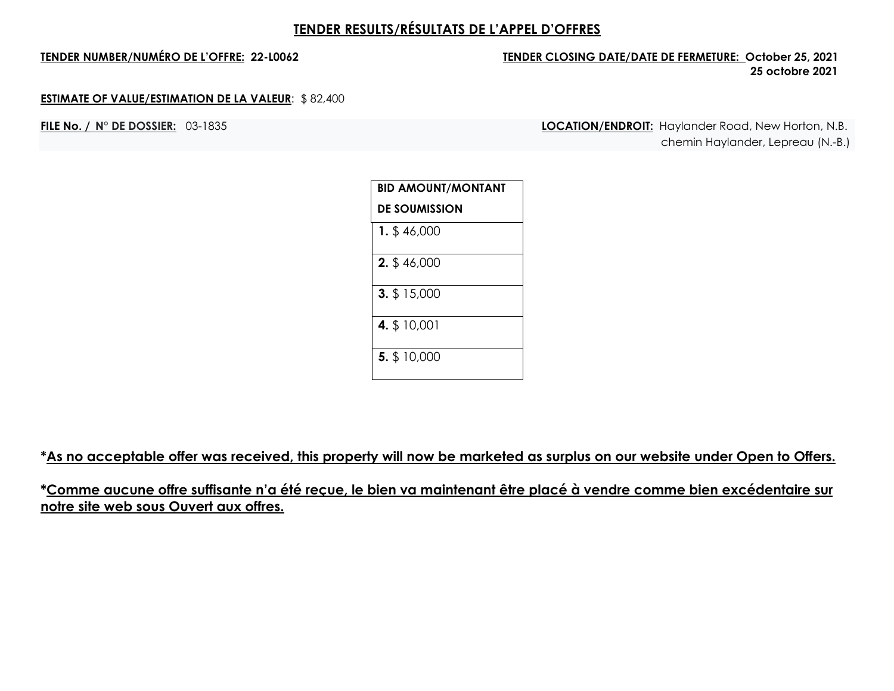# TENDER RESULTS/RÉSULTATS DE L'APPEL D'OFFRES

**TENDER NUMBER/NUMÉRO DE L'OFFRE: 22-L0062**

**TENDER CLOSING DATE/DATE DE FERMETURE: October 25, 2021**
**25 octobre 2021**

**ESTIMATE OF VALUE/ESTIMATION DE LA VALEUR**: $ 82,400

**FILE No. / N° DE DOSSIER:** 03-1835

**LOCATION/ENDROIT:** Haylander Road, New Horton, N.B.
chemin Haylander, Lepreau (N.-B.)

| BID AMOUNT/MONTANT DE SOUMISSION |
|---|
| **1.** $ 46,000 |
| **2.** $ 46,000 |
| **3.** $ 15,000 |
| **4.** $ 10,001 |
| **5.** $ 10,000 |

**\*As no acceptable offer was received, this property will now be marketed as surplus on our website under Open to Offers.**

**\*Comme aucune offre suffisante n'a été reçue, le bien va maintenant être placé à vendre comme bien excédentaire sur notre site web sous Ouvert aux offres.**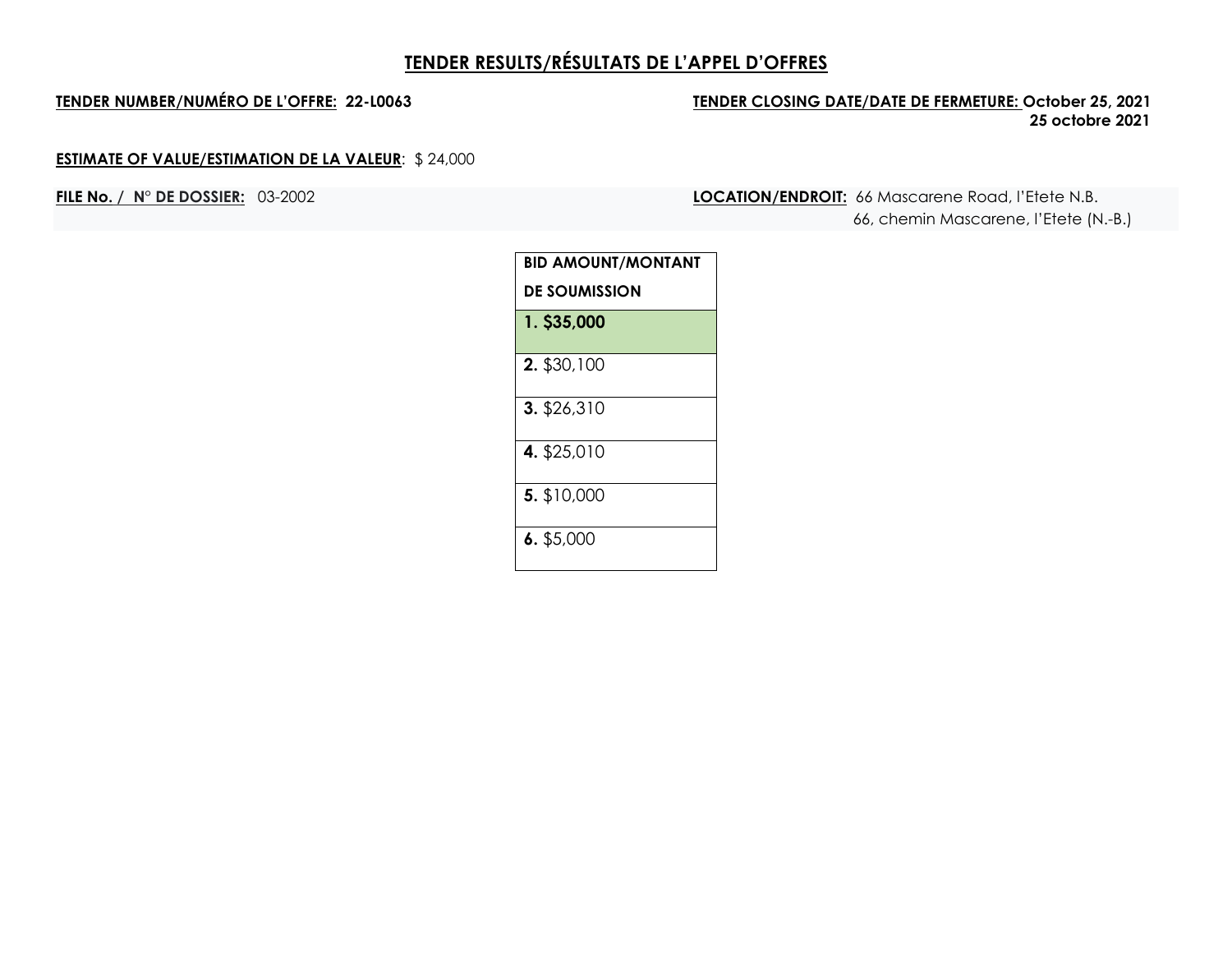# TENDER RESULTS/RÉSULTATS DE L'APPEL D'OFFRES

**TENDER NUMBER/NUMÉRO DE L'OFFRE: 22-L0063**

**TENDER CLOSING DATE/DATE DE FERMETURE: October 25, 2021**
**25 octobre 2021**

**ESTIMATE OF VALUE/ESTIMATION DE LA VALEUR**: $ 24,000

**FILE No. / N° DE DOSSIER:** 03-2002

**LOCATION/ENDROIT:** 66 Mascarene Road, l'Etete N.B.
66, chemin Mascarene, l'Etete (N.-B.)

| BID AMOUNT/MONTANT DE SOUMISSION |
|---|
| **1. $35,000** |
| **2.** $30,100 |
| **3.** $26,310 |
| **4.** $25,010 |
| **5.** $10,000 |
| **6.** $5,000 |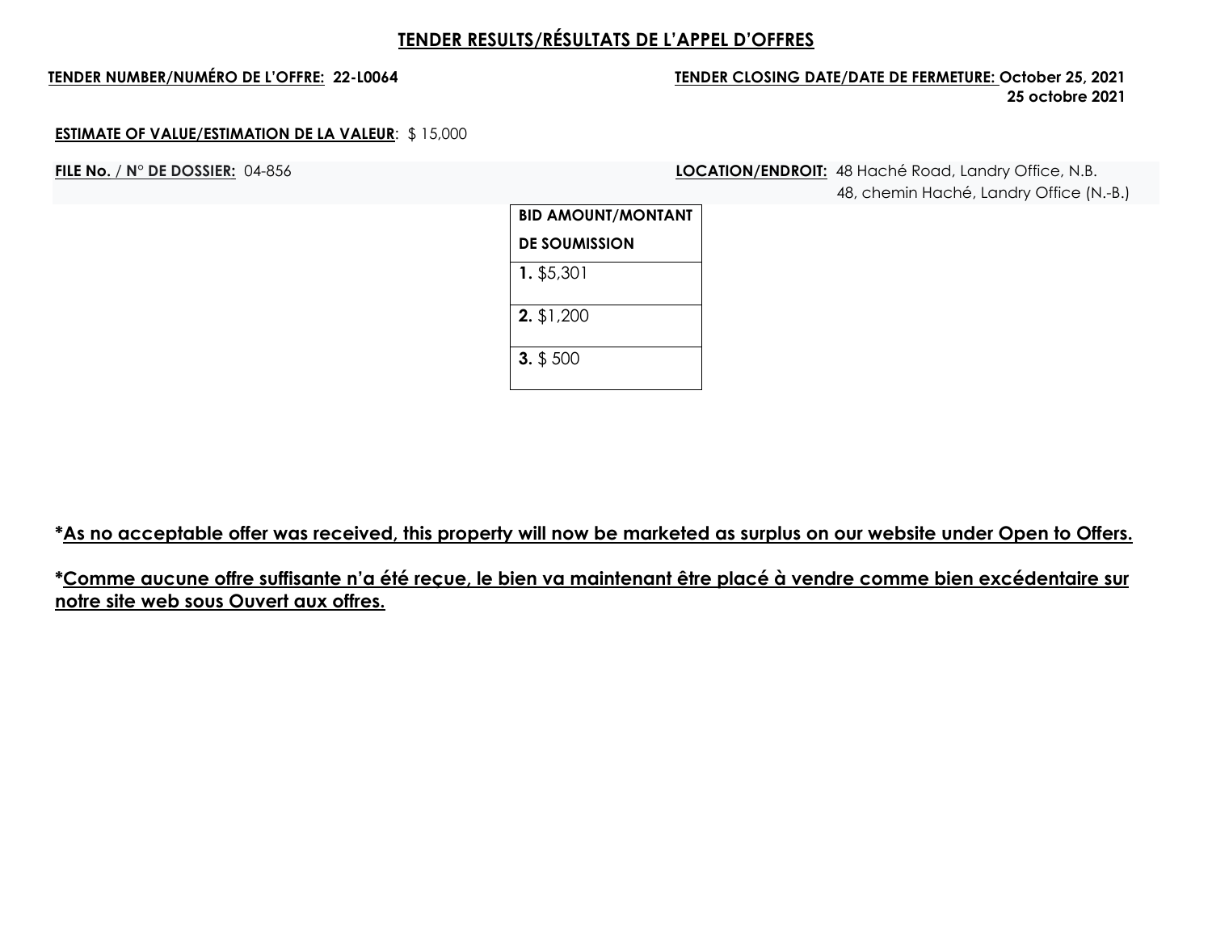## TENDER RESULTS/RÉSULTATS DE L'APPEL D'OFFRES

**TENDER NUMBER/NUMÉRO DE L'OFFRE: 22-L0064**

**TENDER CLOSING DATE/DATE DE FERMETURE: October 25, 2021**
**25 octobre 2021**

**ESTIMATE OF VALUE/ESTIMATION DE LA VALEUR**: $ 15,000

**FILE No. / N° DE DOSSIER:** 04-856

**LOCATION/ENDROIT:** 48 Haché Road, Landry Office, N.B.
48, chemin Haché, Landry Office (N.-B.)

| BID AMOUNT/MONTANT DE SOUMISSION |
| --- |
| **1.** $5,301 |
| **2.** $1,200 |
| **3.** $ 500 |

***As no acceptable offer was received, this property will now be marketed as surplus on our website under Open to Offers.**

***Comme aucune offre suffisante n'a été reçue, le bien va maintenant être placé à vendre comme bien excédentaire sur notre site web sous Ouvert aux offres.**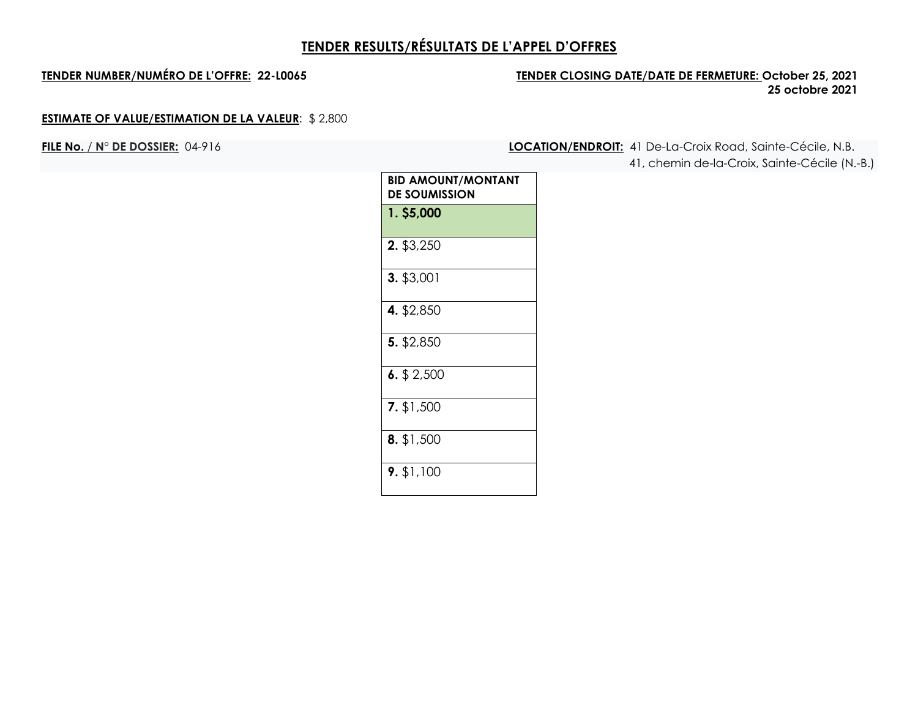# TENDER RESULTS/RÉSULTATS DE L'APPEL D'OFFRES

**TENDER NUMBER/NUMÉRO DE L'OFFRE: 22-L0065**

**TENDER CLOSING DATE/DATE DE FERMETURE: October 25, 2021**
**25 octobre 2021**

**ESTIMATE OF VALUE/ESTIMATION DE LA VALEUR**: $ 2,800

**FILE No. / N° DE DOSSIER:** 04-916

**LOCATION/ENDROIT:** 41 De-La-Croix Road, Sainte-Cécile, N.B.
41, chemin de-la-Croix, Sainte-Cécile (N.-B.)

| BID AMOUNT/MONTANT DE SOUMISSION |
|---|
| **1. $5,000** |
| **2.** $3,250 |
| **3.** $3,001 |
| **4.** $2,850 |
| **5.** $2,850 |
| **6.** $ 2,500 |
| **7.** $1,500 |
| **8.** $1,500 |
| **9.** $1,100 |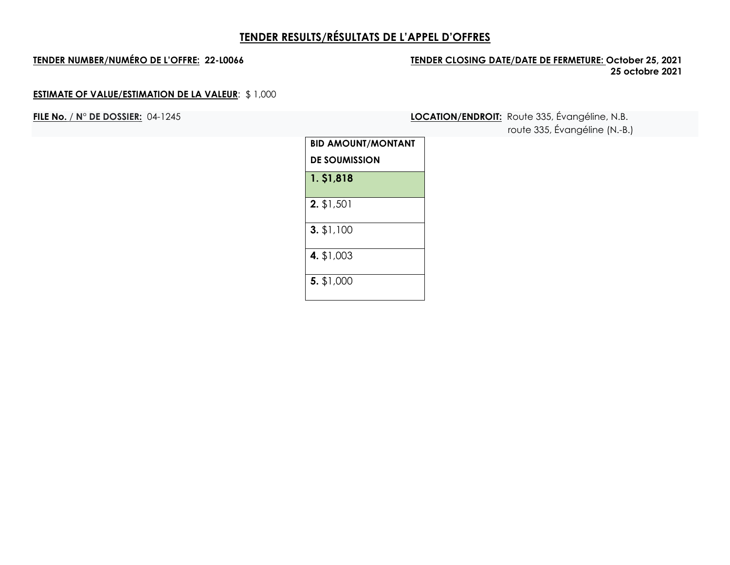# TENDER RESULTS/RÉSULTATS DE L'APPEL D'OFFRES

**TENDER NUMBER/NUMÉRO DE L'OFFRE: 22-L0066**

**TENDER CLOSING DATE/DATE DE FERMETURE: October 25, 2021**
**25 octobre 2021**

**ESTIMATE OF VALUE/ESTIMATION DE LA VALEUR**: $ 1,000

**FILE No. / N° DE DOSSIER:** 04-1245

**LOCATION/ENDROIT:** Route 335, Évangéline, N.B.
route 335, Évangéline (N.-B.)

| BID AMOUNT/MONTANT DE SOUMISSION |
| --- |
| **1. $1,818** |
| **2.** $1,501 |
| **3.** $1,100 |
| **4.** $1,003 |
| **5.** $1,000 |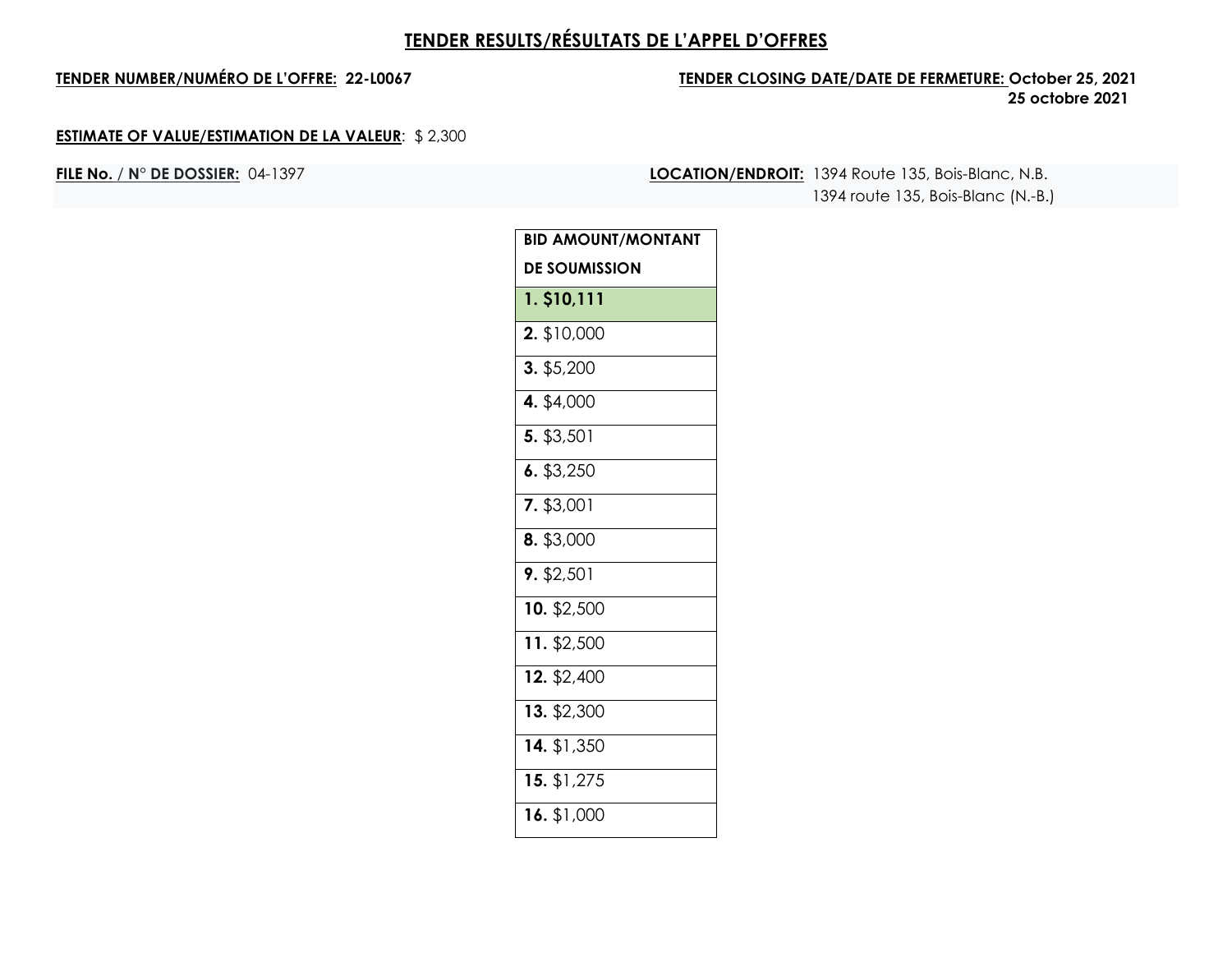# TENDER RESULTS/RÉSULTATS DE L'APPEL D'OFFRES

**TENDER NUMBER/NUMÉRO DE L'OFFRE: 22-L0067**

**TENDER CLOSING DATE/DATE DE FERMETURE: October 25, 2021**
**25 octobre 2021**

**ESTIMATE OF VALUE/ESTIMATION DE LA VALEUR**: $ 2,300

**FILE No. / N° DE DOSSIER:** 04-1397

**LOCATION/ENDROIT:** 1394 Route 135, Bois-Blanc, N.B.
1394 route 135, Bois-Blanc (N.-B.)

| BID AMOUNT/MONTANT DE SOUMISSION |
|---|
| **1. $10,111** |
| **2.** $10,000 |
| **3.** $5,200 |
| **4.** $4,000 |
| **5.** $3,501 |
| **6.** $3,250 |
| **7.** $3,001 |
| **8.** $3,000 |
| **9.** $2,501 |
| **10.** $2,500 |
| **11.** $2,500 |
| **12.** $2,400 |
| **13.** $2,300 |
| **14.** $1,350 |
| **15.** $1,275 |
| **16.** $1,000 |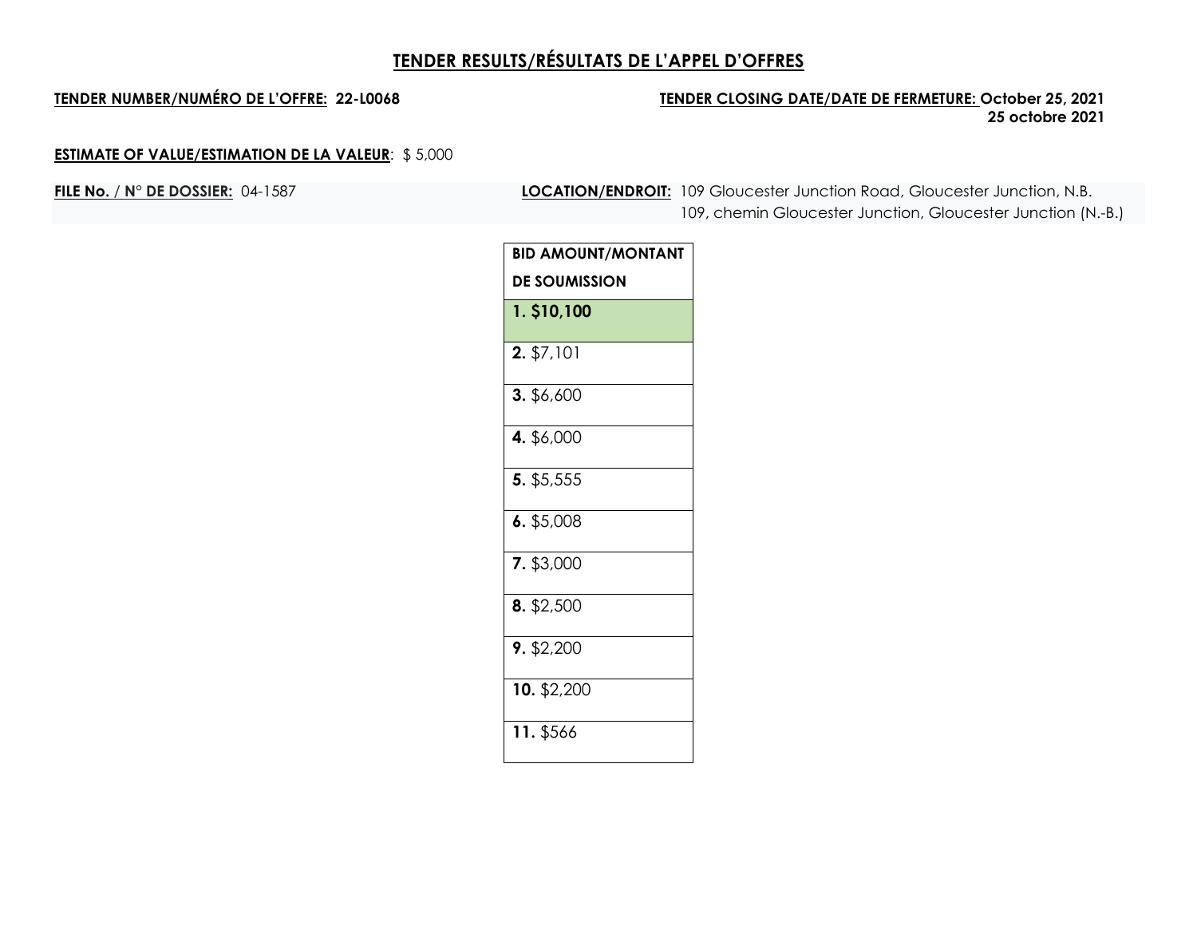## TENDER RESULTS/RÉSULTATS DE L'APPEL D'OFFRES

**TENDER NUMBER/NUMÉRO DE L'OFFRE: 22-L0068**

**TENDER CLOSING DATE/DATE DE FERMETURE: October 25, 2021**
**25 octobre 2021**

**ESTIMATE OF VALUE/ESTIMATION DE LA VALEUR**: $ 5,000

**FILE No. / N° DE DOSSIER:** 04-1587

**LOCATION/ENDROIT:** 109 Gloucester Junction Road, Gloucester Junction, N.B.
109, chemin Gloucester Junction, Gloucester Junction (N.-B.)

| BID AMOUNT/MONTANT DE SOUMISSION |
|---|
| **1. $10,100** |
| **2.** $7,101 |
| **3.** $6,600 |
| **4.** $6,000 |
| **5.** $5,555 |
| **6.** $5,008 |
| **7.** $3,000 |
| **8.** $2,500 |
| **9.** $2,200 |
| **10.** $2,200 |
| **11.** $566 |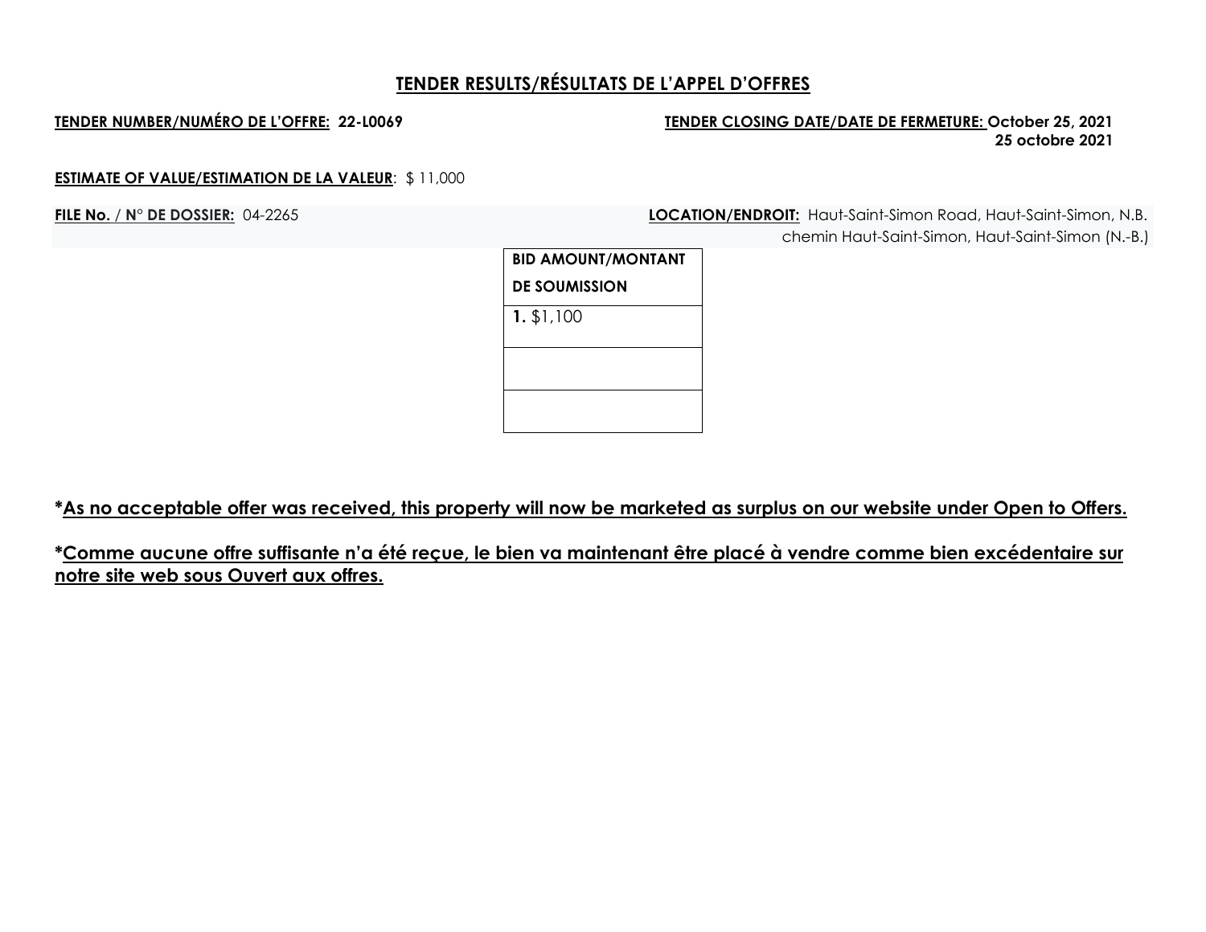## TENDER RESULTS/RÉSULTATS DE L'APPEL D'OFFRES

**TENDER NUMBER/NUMÉRO DE L'OFFRE: 22-L0069**

**TENDER CLOSING DATE/DATE DE FERMETURE: October 25, 2021**
**25 octobre 2021**

**ESTIMATE OF VALUE/ESTIMATION DE LA VALEUR**: $ 11,000

**FILE No. / N° DE DOSSIER:** 04-2265

**LOCATION/ENDROIT:** Haut-Saint-Simon Road, Haut-Saint-Simon, N.B.
chemin Haut-Saint-Simon, Haut-Saint-Simon (N.-B.)

| BID AMOUNT/MONTANT DE SOUMISSION |
|---|
| **1.** $1,100 |
| |
| |

**\*As no acceptable offer was received, this property will now be marketed as surplus on our website under Open to Offers.**

**\*Comme aucune offre suffisante n'a été reçue, le bien va maintenant être placé à vendre comme bien excédentaire sur notre site web sous Ouvert aux offres.**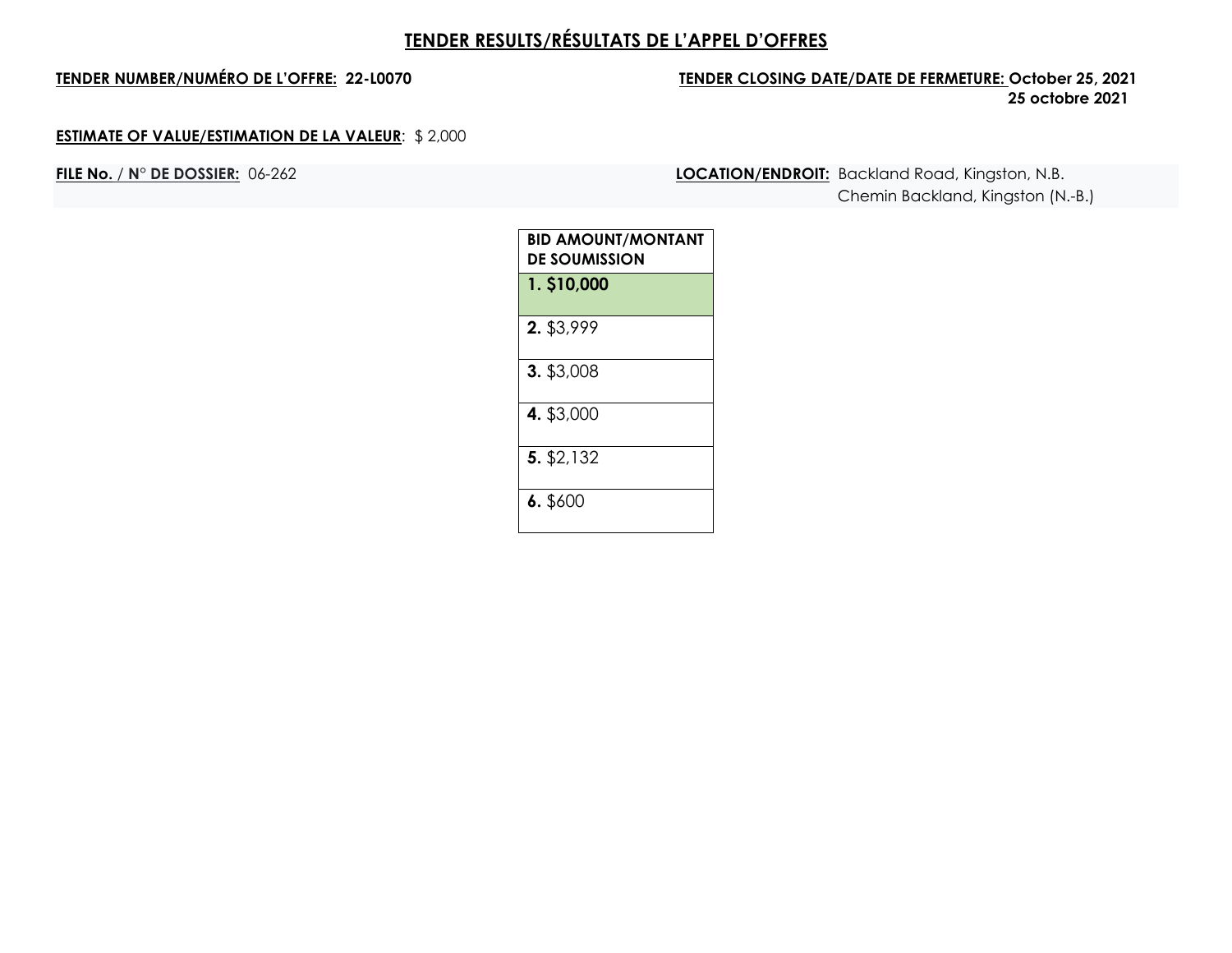## TENDER RESULTS/RÉSULTATS DE L'APPEL D'OFFRES

**TENDER NUMBER/NUMÉRO DE L'OFFRE: 22-L0070**

**TENDER CLOSING DATE/DATE DE FERMETURE: October 25, 2021**
**25 octobre 2021**

**ESTIMATE OF VALUE/ESTIMATION DE LA VALEUR**: $ 2,000

**FILE No. / N° DE DOSSIER:** 06-262

**LOCATION/ENDROIT:** Backland Road, Kingston, N.B.
Chemin Backland, Kingston (N.-B.)

| BID AMOUNT/MONTANT DE SOUMISSION |
|---|
| **1. $10,000** |
| **2.** $3,999 |
| **3.** $3,008 |
| **4.** $3,000 |
| **5.** $2,132 |
| **6.** $600 |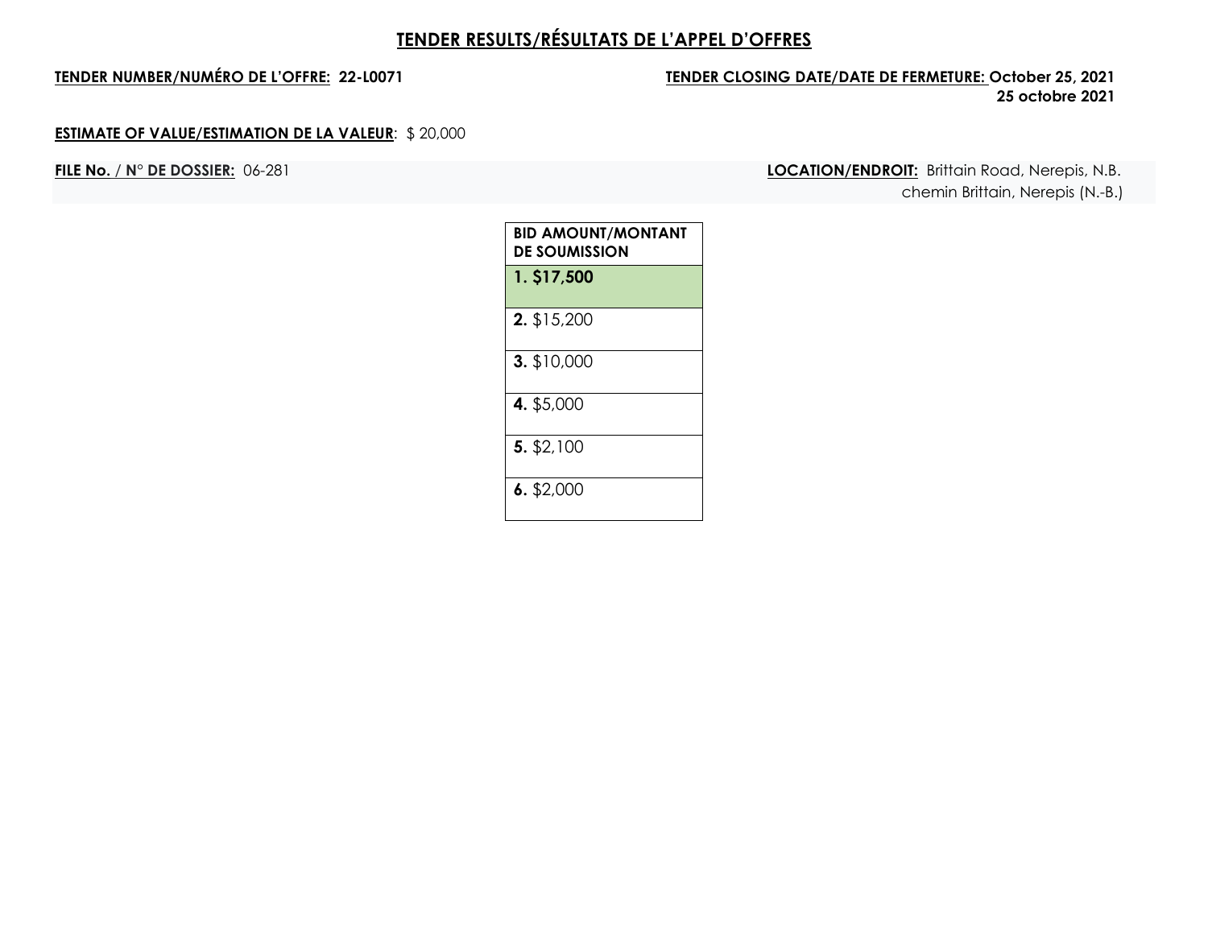# TENDER RESULTS/RÉSULTATS DE L'APPEL D'OFFRES

**TENDER NUMBER/NUMÉRO DE L'OFFRE: 22-L0071**

**TENDER CLOSING DATE/DATE DE FERMETURE: October 25, 2021**
**25 octobre 2021**

**ESTIMATE OF VALUE/ESTIMATION DE LA VALEUR**: $ 20,000

**FILE No. / N° DE DOSSIER:** 06-281

**LOCATION/ENDROIT:** Brittain Road, Nerepis, N.B.
chemin Brittain, Nerepis (N.-B.)

| BID AMOUNT/MONTANT DE SOUMISSION |
|---|
| **1. $17,500** |
| **2.** $15,200 |
| **3.** $10,000 |
| **4.** $5,000 |
| **5.** $2,100 |
| **6.** $2,000 |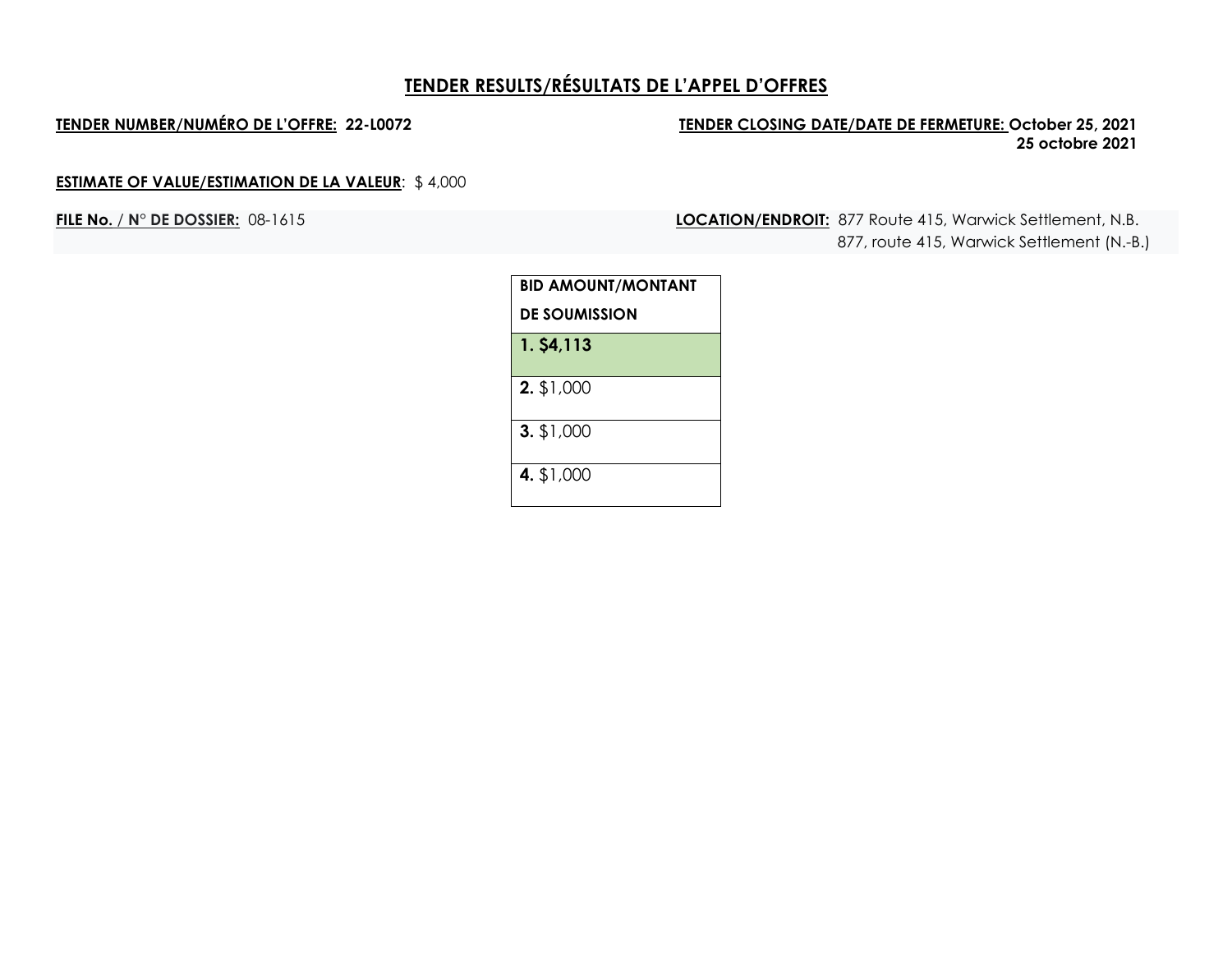# TENDER RESULTS/RÉSULTATS DE L'APPEL D'OFFRES

**TENDER NUMBER/NUMÉRO DE L'OFFRE: 22-L0072**

**TENDER CLOSING DATE/DATE DE FERMETURE: October 25, 2021**
**25 octobre 2021**

**ESTIMATE OF VALUE/ESTIMATION DE LA VALEUR**: $ 4,000

**FILE No. / N° DE DOSSIER:** 08-1615

**LOCATION/ENDROIT:** 877 Route 415, Warwick Settlement, N.B.
877, route 415, Warwick Settlement (N.-B.)

| BID AMOUNT/MONTANT DE SOUMISSION |
|---|
| **1. $4,113** |
| **2.** $1,000 |
| **3.** $1,000 |
| **4.** $1,000 |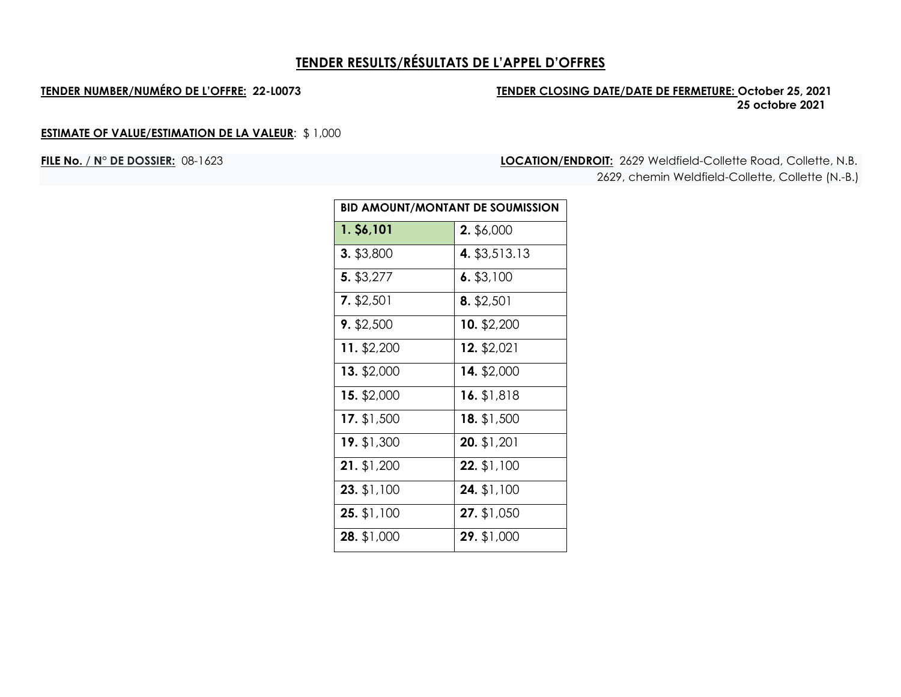## TENDER RESULTS/RÉSULTATS DE L'APPEL D'OFFRES

**TENDER NUMBER/NUMÉRO DE L'OFFRE: 22-L0073**

**TENDER CLOSING DATE/DATE DE FERMETURE: October 25, 2021**
**25 octobre 2021**

**ESTIMATE OF VALUE/ESTIMATION DE LA VALEUR**: $ 1,000

**FILE No. / N° DE DOSSIER:** 08-1623

**LOCATION/ENDROIT:** 2629 Weldfield-Collette Road, Collette, N.B.
2629, chemin Weldfield-Collette, Collette (N.-B.)

| BID AMOUNT/MONTANT DE SOUMISSION | |
|---|---|
| **1. $6,101** | **2.** $6,000 |
| **3.** $3,800 | **4.** $3,513.13 |
| **5.** $3,277 | **6.** $3,100 |
| **7.** $2,501 | **8.** $2,501 |
| **9.** $2,500 | **10.** $2,200 |
| **11.** $2,200 | **12.** $2,021 |
| **13.** $2,000 | **14.** $2,000 |
| **15.** $2,000 | **16.** $1,818 |
| **17.** $1,500 | **18.** $1,500 |
| **19.** $1,300 | **20.** $1,201 |
| **21.** $1,200 | **22.** $1,100 |
| **23.** $1,100 | **24.** $1,100 |
| **25.** $1,100 | **27.** $1,050 |
| **28.** $1,000 | **29.** $1,000 |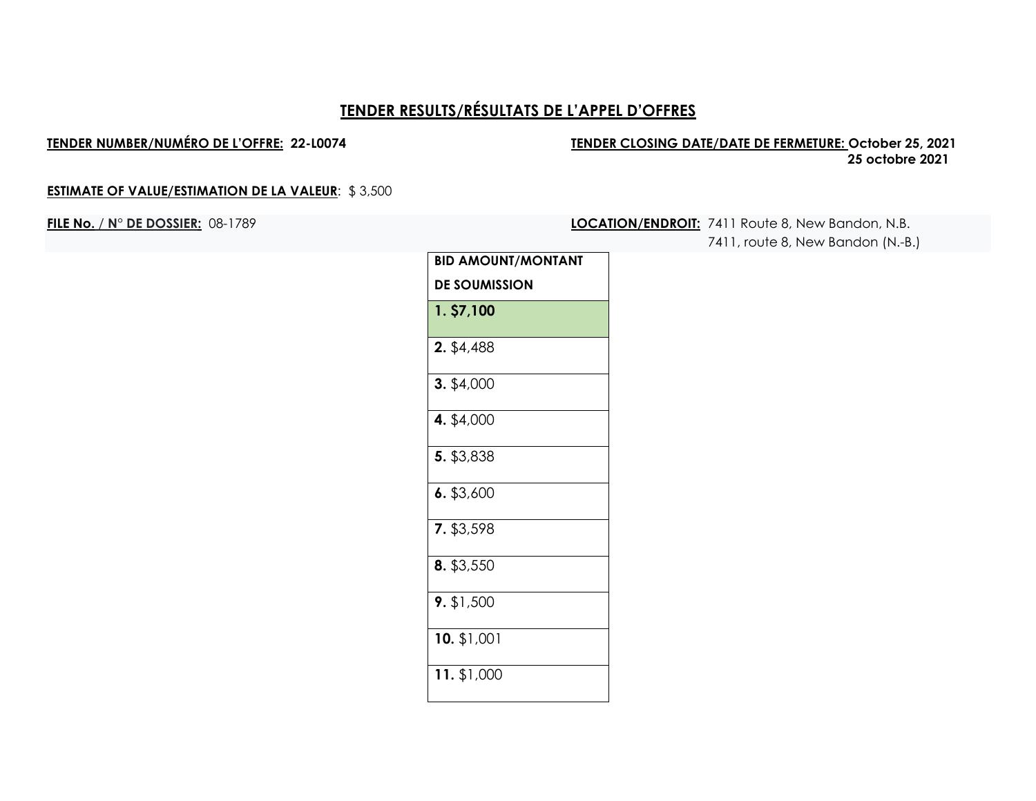## TENDER RESULTS/RÉSULTATS DE L'APPEL D'OFFRES

**TENDER NUMBER/NUMÉRO DE L'OFFRE: 22-L0074**

**TENDER CLOSING DATE/DATE DE FERMETURE: October 25, 2021**
**25 octobre 2021**

**ESTIMATE OF VALUE/ESTIMATION DE LA VALEUR**: $ 3,500

**FILE No. / N° DE DOSSIER:** 08-1789

**LOCATION/ENDROIT:** 7411 Route 8, New Bandon, N.B.
7411, route 8, New Bandon (N.-B.)

| BID AMOUNT/MONTANT DE SOUMISSION |
|---|
| **1. $7,100** |
| **2.** $4,488 |
| **3.** $4,000 |
| **4.** $4,000 |
| **5.** $3,838 |
| **6.** $3,600 |
| **7.** $3,598 |
| **8.** $3,550 |
| **9.** $1,500 |
| **10.** $1,001 |
| **11.** $1,000 |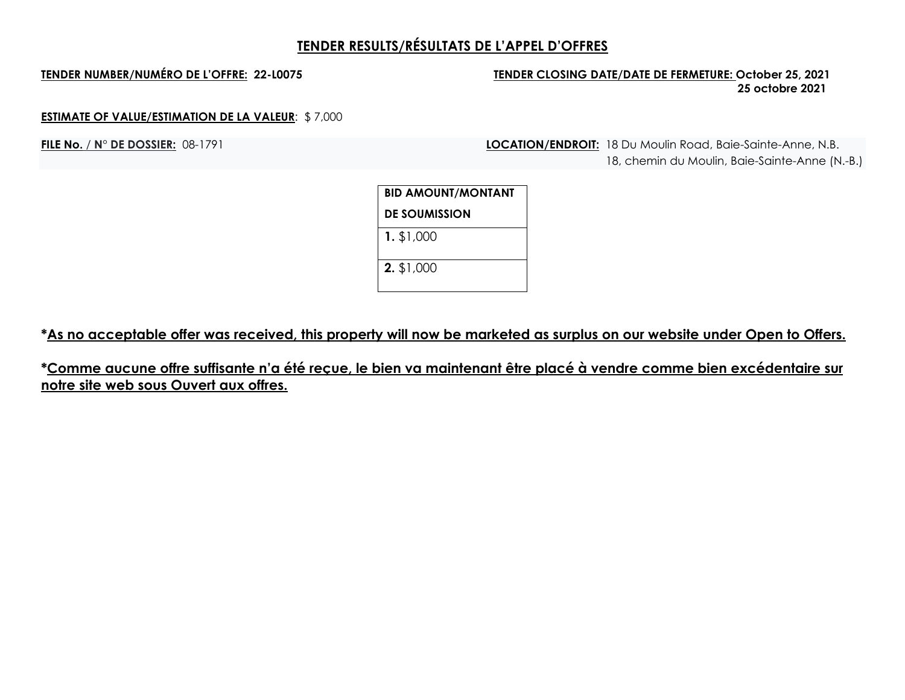## TENDER RESULTS/RÉSULTATS DE L'APPEL D'OFFRES

**TENDER NUMBER/NUMÉRO DE L'OFFRE: 22-L0075**

**TENDER CLOSING DATE/DATE DE FERMETURE: October 25, 2021**
**25 octobre 2021**

**ESTIMATE OF VALUE/ESTIMATION DE LA VALEUR**: $ 7,000

**FILE No. / N° DE DOSSIER:** 08-1791

**LOCATION/ENDROIT:** 18 Du Moulin Road, Baie-Sainte-Anne, N.B.
18, chemin du Moulin, Baie-Sainte-Anne (N.-B.)

| BID AMOUNT/MONTANT DE SOUMISSION |
|---|
| **1.** $1,000 |
| **2.** $1,000 |

***As no acceptable offer was received, this property will now be marketed as surplus on our website under Open to Offers.**

***Comme aucune offre suffisante n'a été reçue, le bien va maintenant être placé à vendre comme bien excédentaire sur notre site web sous Ouvert aux offres.**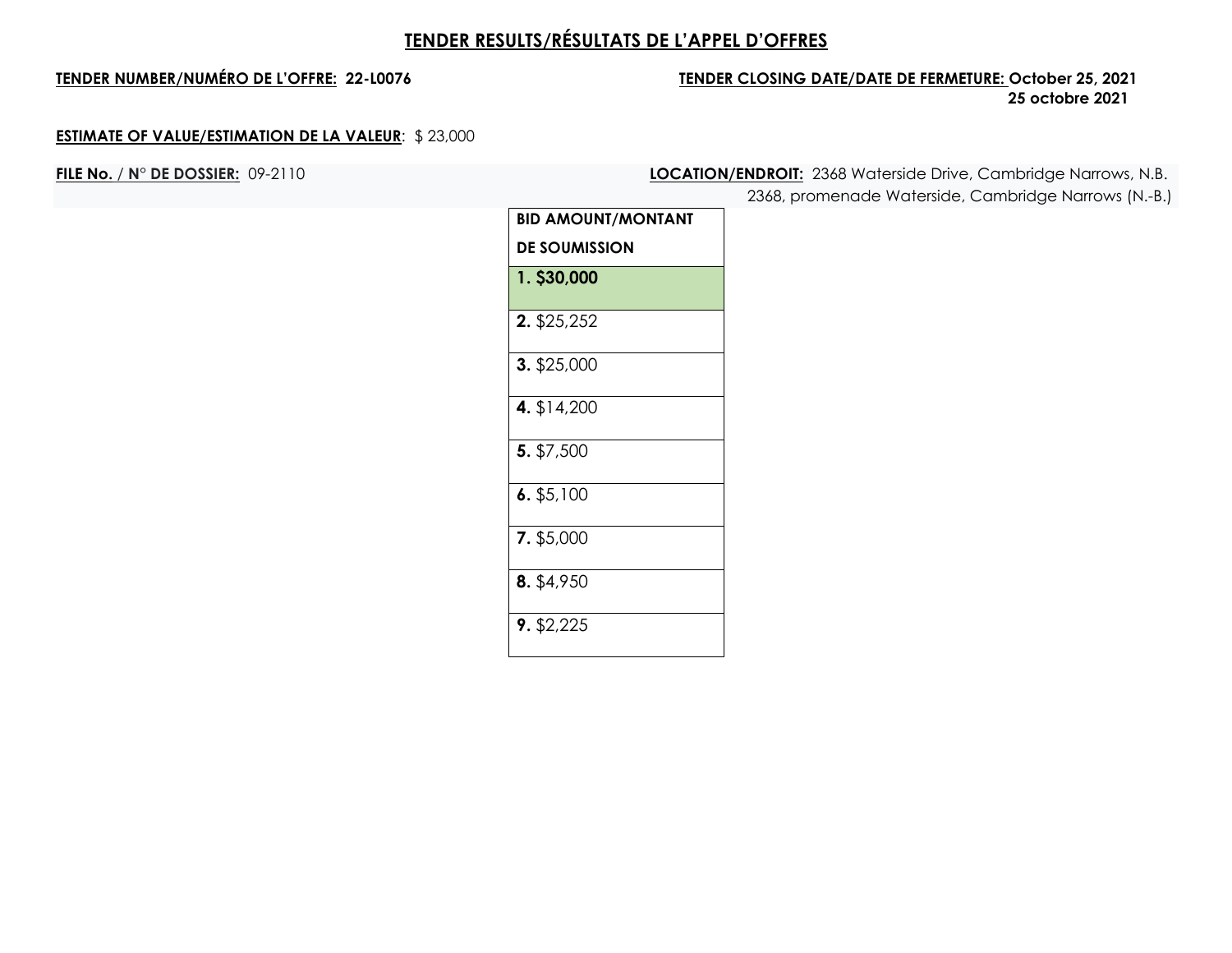# TENDER RESULTS/RÉSULTATS DE L'APPEL D'OFFRES

**TENDER NUMBER/NUMÉRO DE L'OFFRE: 22-L0076**

**TENDER CLOSING DATE/DATE DE FERMETURE: October 25, 2021**
**25 octobre 2021**

**ESTIMATE OF VALUE/ESTIMATION DE LA VALEUR**: $ 23,000

**FILE No. / N° DE DOSSIER:** 09-2110

**LOCATION/ENDROIT:** 2368 Waterside Drive, Cambridge Narrows, N.B.
2368, promenade Waterside, Cambridge Narrows (N.-B.)

| BID AMOUNT/MONTANT DE SOUMISSION |
|---|
| **1. $30,000** |
| **2.** $25,252 |
| **3.** $25,000 |
| **4.** $14,200 |
| **5.** $7,500 |
| **6.** $5,100 |
| **7.** $5,000 |
| **8.** $4,950 |
| **9.** $2,225 |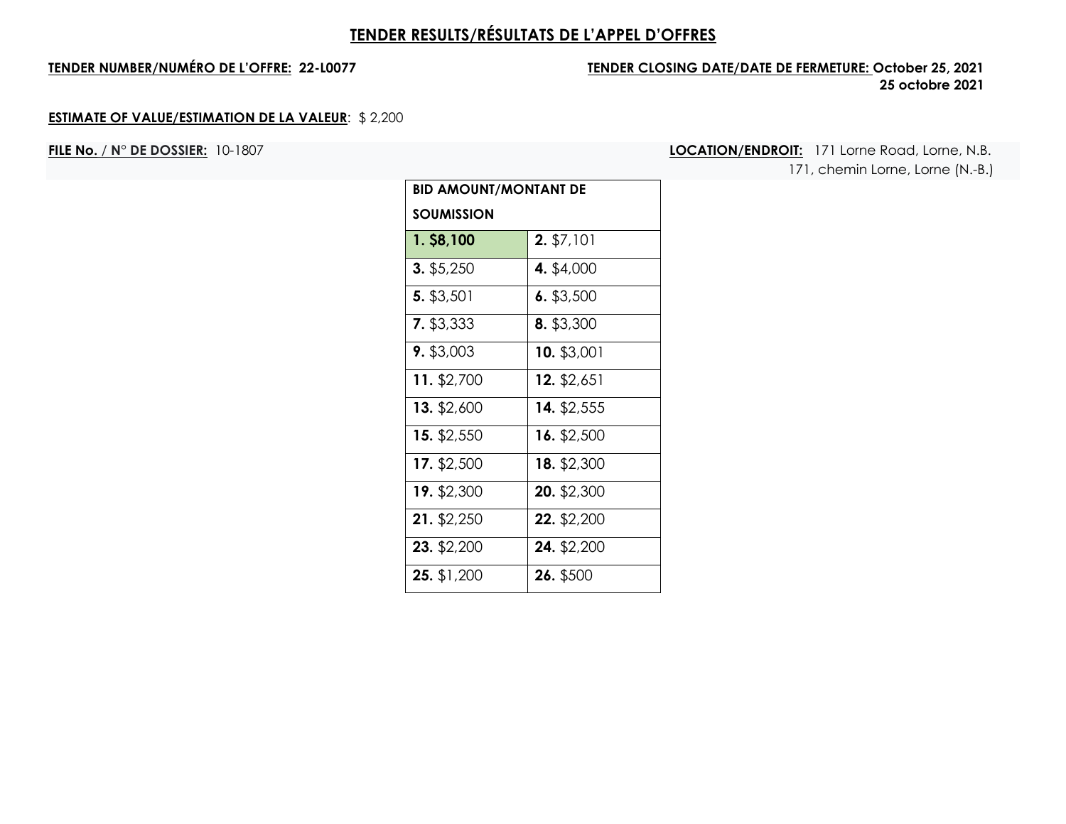# TENDER RESULTS/RÉSULTATS DE L'APPEL D'OFFRES

**TENDER NUMBER/NUMÉRO DE L'OFFRE: 22-L0077**

**TENDER CLOSING DATE/DATE DE FERMETURE: October 25, 2021**
**25 octobre 2021**

**ESTIMATE OF VALUE/ESTIMATION DE LA VALEUR**: $ 2,200

**FILE No. / N° DE DOSSIER:** 10-1807

**LOCATION/ENDROIT:** 171 Lorne Road, Lorne, N.B.
171, chemin Lorne, Lorne (N.-B.)

| BID AMOUNT/MONTANT DE SOUMISSION | |
|---|---|
| **1. $8,100** | **2.** $7,101 |
| **3.** $5,250 | **4.** $4,000 |
| **5.** $3,501 | **6.** $3,500 |
| **7.** $3,333 | **8.** $3,300 |
| **9.** $3,003 | **10.** $3,001 |
| **11.** $2,700 | **12.** $2,651 |
| **13.** $2,600 | **14.** $2,555 |
| **15.** $2,550 | **16.** $2,500 |
| **17.** $2,500 | **18.** $2,300 |
| **19.** $2,300 | **20.** $2,300 |
| **21.** $2,250 | **22.** $2,200 |
| **23.** $2,200 | **24.** $2,200 |
| **25.** $1,200 | **26.** $500 |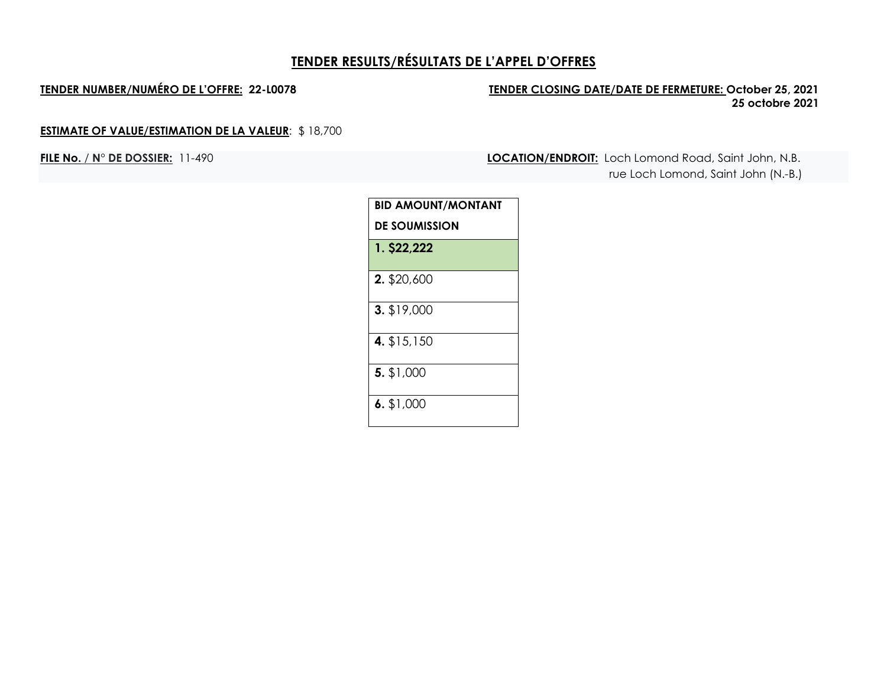## TENDER RESULTS/RÉSULTATS DE L'APPEL D'OFFRES

**TENDER NUMBER/NUMÉRO DE L'OFFRE: 22-L0078**

**TENDER CLOSING DATE/DATE DE FERMETURE: October 25, 2021**
**25 octobre 2021**

**ESTIMATE OF VALUE/ESTIMATION DE LA VALEUR**: $ 18,700

**FILE No. / N° DE DOSSIER:** 11-490

**LOCATION/ENDROIT:** Loch Lomond Road, Saint John, N.B.
rue Loch Lomond, Saint John (N.-B.)

| BID AMOUNT/MONTANT DE SOUMISSION |
|---|
| **1. $22,222** |
| **2.** $20,600 |
| **3.** $19,000 |
| **4.** $15,150 |
| **5.** $1,000 |
| **6.** $1,000 |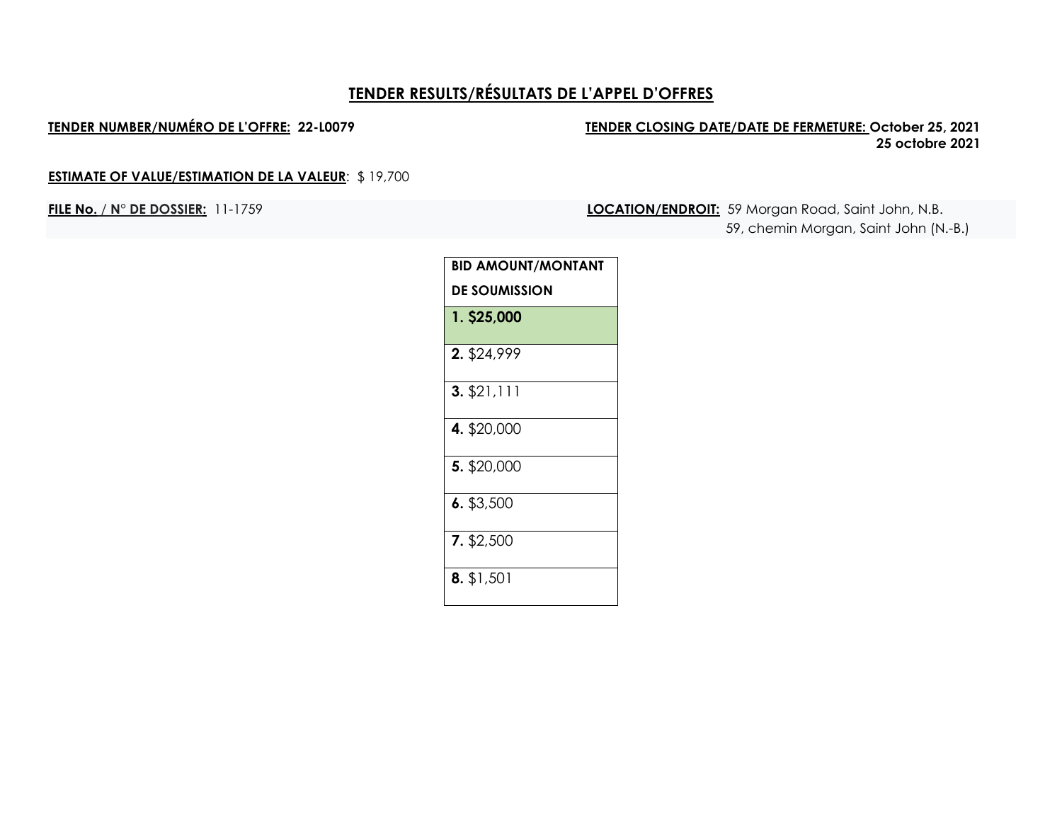## TENDER RESULTS/RÉSULTATS DE L'APPEL D'OFFRES

**TENDER NUMBER/NUMÉRO DE L'OFFRE: 22-L0079**

**TENDER CLOSING DATE/DATE DE FERMETURE: October 25, 2021**
**25 octobre 2021**

**ESTIMATE OF VALUE/ESTIMATION DE LA VALEUR**: $ 19,700

**FILE No. / N° DE DOSSIER:** 11-1759

**LOCATION/ENDROIT:** 59 Morgan Road, Saint John, N.B.
59, chemin Morgan, Saint John (N.-B.)

| BID AMOUNT/MONTANT DE SOUMISSION |
|---|
| **1. $25,000** |
| **2.** $24,999 |
| **3.** $21,111 |
| **4.** $20,000 |
| **5.** $20,000 |
| **6.** $3,500 |
| **7.** $2,500 |
| **8.** $1,501 |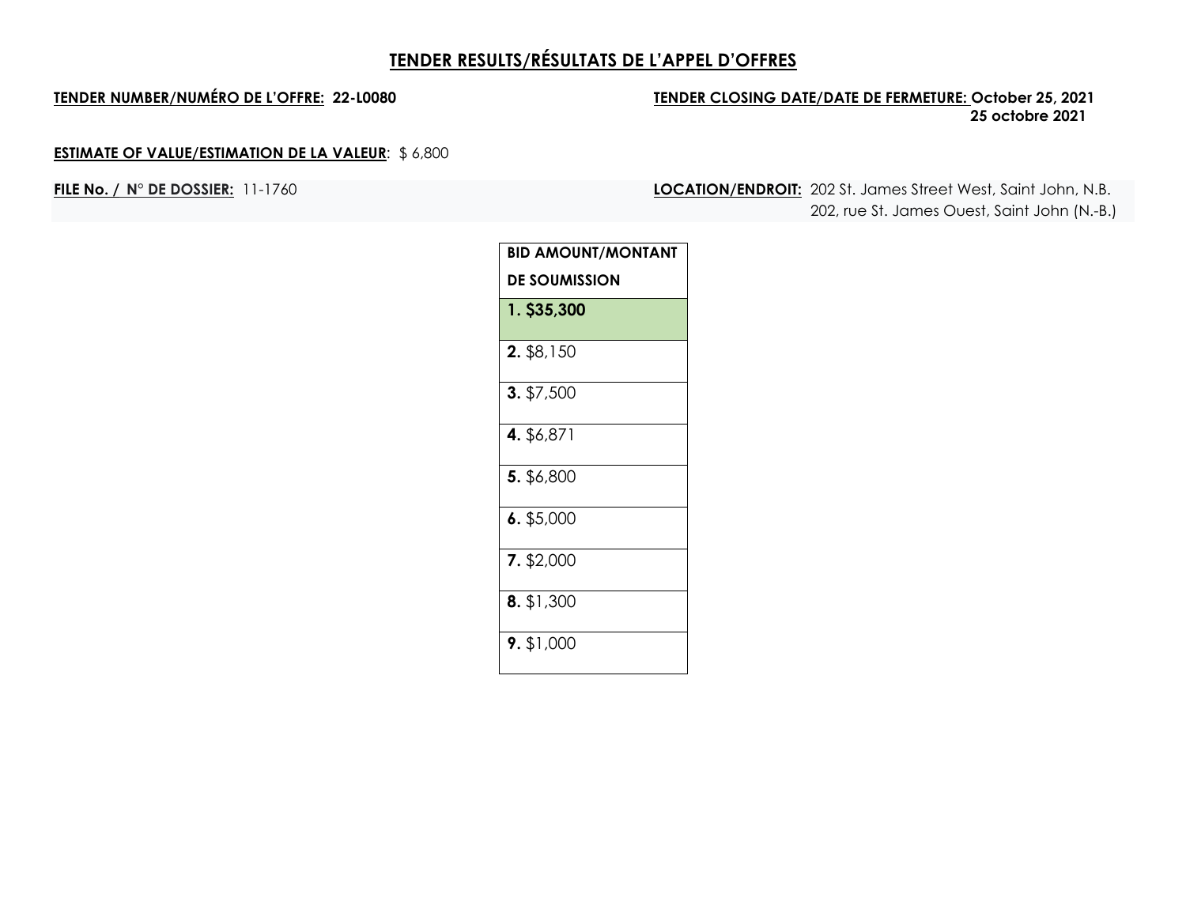# TENDER RESULTS/RÉSULTATS DE L'APPEL D'OFFRES

**TENDER NUMBER/NUMÉRO DE L'OFFRE: 22-L0080**

**TENDER CLOSING DATE/DATE DE FERMETURE: October 25, 2021**
**25 octobre 2021**

**ESTIMATE OF VALUE/ESTIMATION DE LA VALEUR**: $ 6,800

**FILE No. / N° DE DOSSIER:** 11-1760

**LOCATION/ENDROIT:** 202 St. James Street West, Saint John, N.B.
202, rue St. James Ouest, Saint John (N.-B.)

| BID AMOUNT/MONTANT DE SOUMISSION |
|---|
| **1. $35,300** |
| **2.** $8,150 |
| **3.** $7,500 |
| **4.** $6,871 |
| **5.** $6,800 |
| **6.** $5,000 |
| **7.** $2,000 |
| **8.** $1,300 |
| **9.** $1,000 |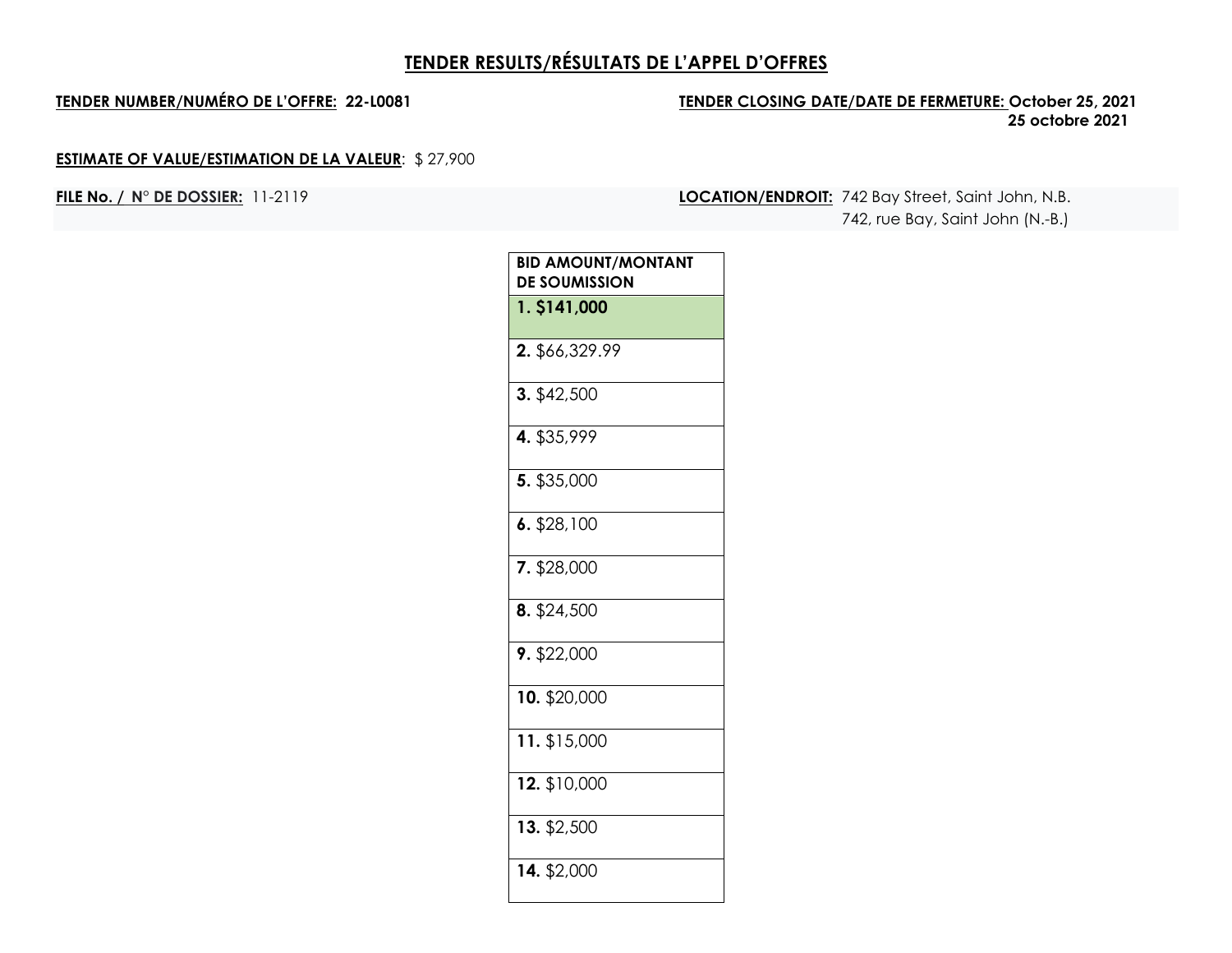# TENDER RESULTS/RÉSULTATS DE L'APPEL D'OFFRES

**TENDER NUMBER/NUMÉRO DE L'OFFRE: 22-L0081**

**TENDER CLOSING DATE/DATE DE FERMETURE: October 25, 2021**
**25 octobre 2021**

**ESTIMATE OF VALUE/ESTIMATION DE LA VALEUR**: $ 27,900

**FILE No. / N° DE DOSSIER:** 11-2119

**LOCATION/ENDROIT:** 742 Bay Street, Saint John, N.B.
742, rue Bay, Saint John (N.-B.)

| BID AMOUNT/MONTANT DE SOUMISSION |
|---|
| **1. $141,000** |
| **2.** $66,329.99 |
| **3.** $42,500 |
| **4.** $35,999 |
| **5.** $35,000 |
| **6.** $28,100 |
| **7.** $28,000 |
| **8.** $24,500 |
| **9.** $22,000 |
| **10.** $20,000 |
| **11.** $15,000 |
| **12.** $10,000 |
| **13.** $2,500 |
| **14.** $2,000 |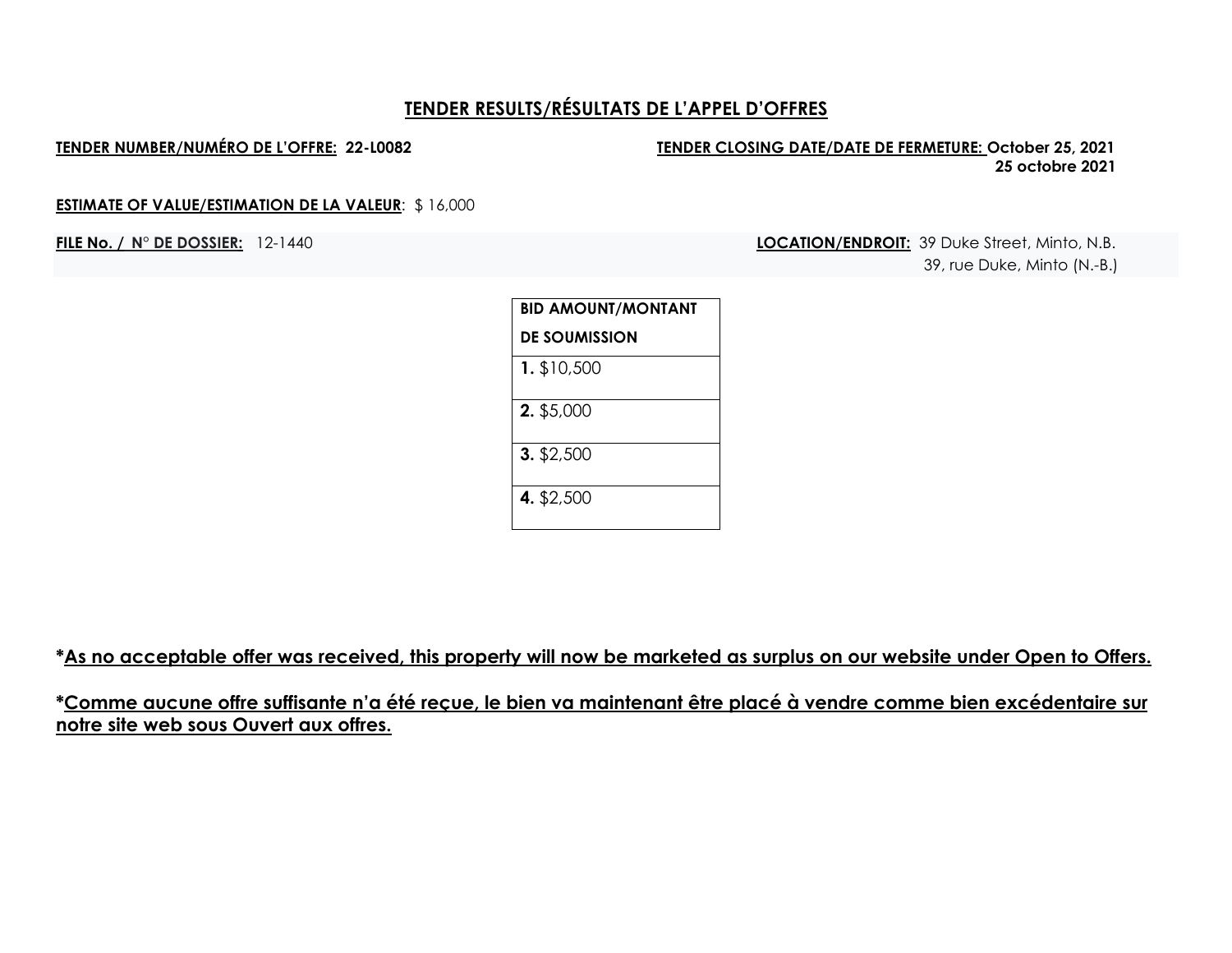## TENDER RESULTS/RÉSULTATS DE L'APPEL D'OFFRES

**TENDER NUMBER/NUMÉRO DE L'OFFRE: 22-L0082**

**TENDER CLOSING DATE/DATE DE FERMETURE: October 25, 2021**
**25 octobre 2021**

**ESTIMATE OF VALUE/ESTIMATION DE LA VALEUR**: $ 16,000

**FILE No. / N° DE DOSSIER:** 12-1440

**LOCATION/ENDROIT:** 39 Duke Street, Minto, N.B.
39, rue Duke, Minto (N.-B.)

| BID AMOUNT/MONTANT DE SOUMISSION |
|---|
| **1.** $10,500 |
| **2.** $5,000 |
| **3.** $2,500 |
| **4.** $2,500 |

**\*<u>As no acceptable offer was received, this property will now be marketed as surplus on our website under Open to Offers.</u>**

**\*<u>Comme aucune offre suffisante n'a été reçue, le bien va maintenant être placé à vendre comme bien excédentaire sur notre site web sous Ouvert aux offres.</u>**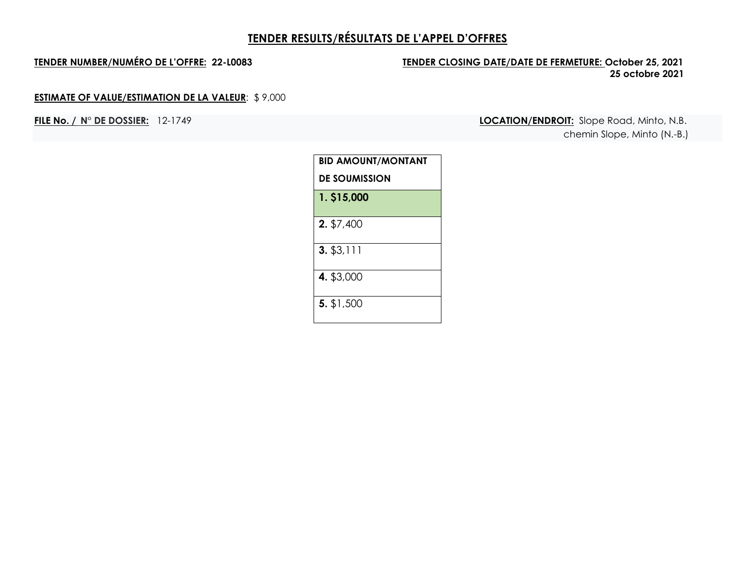# TENDER RESULTS/RÉSULTATS DE L'APPEL D'OFFRES

**TENDER NUMBER/NUMÉRO DE L'OFFRE: 22-L0083**

**TENDER CLOSING DATE/DATE DE FERMETURE: October 25, 2021**
**25 octobre 2021**

**ESTIMATE OF VALUE/ESTIMATION DE LA VALEUR**: $ 9,000

**FILE No. / N° DE DOSSIER:** 12-1749

**LOCATION/ENDROIT:** Slope Road, Minto, N.B.
chemin Slope, Minto (N.-B.)

| BID AMOUNT/MONTANT DE SOUMISSION |
| --- |
| **1. $15,000** |
| **2.** $7,400 |
| **3.** $3,111 |
| **4.** $3,000 |
| **5.** $1,500 |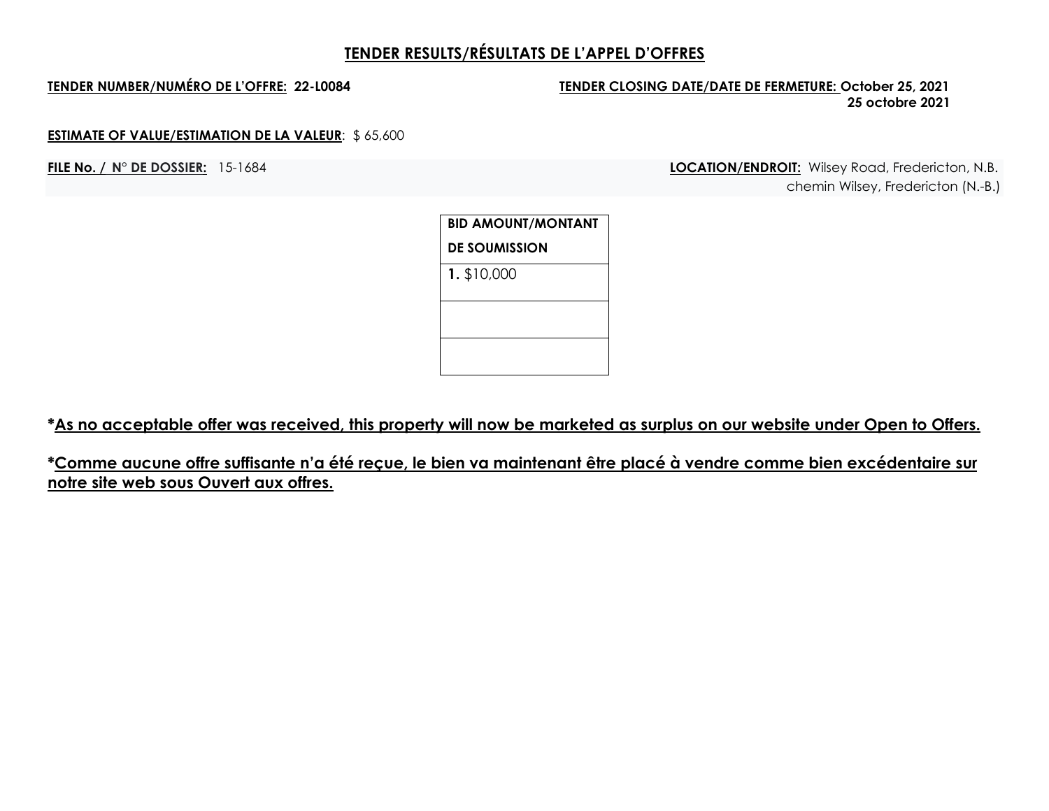# TENDER RESULTS/RÉSULTATS DE L'APPEL D'OFFRES

**TENDER NUMBER/NUMÉRO DE L'OFFRE: 22-L0084**

**TENDER CLOSING DATE/DATE DE FERMETURE: October 25, 2021**
**25 octobre 2021**

**ESTIMATE OF VALUE/ESTIMATION DE LA VALEUR**: $ 65,600

**FILE No. / N° DE DOSSIER:** 15-1684

**LOCATION/ENDROIT:** Wilsey Road, Fredericton, N.B.
chemin Wilsey, Fredericton (N.-B.)

| BID AMOUNT/MONTANT DE SOUMISSION |
|---|
| **1.** $10,000 |
| |
| |

**\*As no acceptable offer was received, this property will now be marketed as surplus on our website under Open to Offers.**

**\*Comme aucune offre suffisante n'a été reçue, le bien va maintenant être placé à vendre comme bien excédentaire sur notre site web sous Ouvert aux offres.**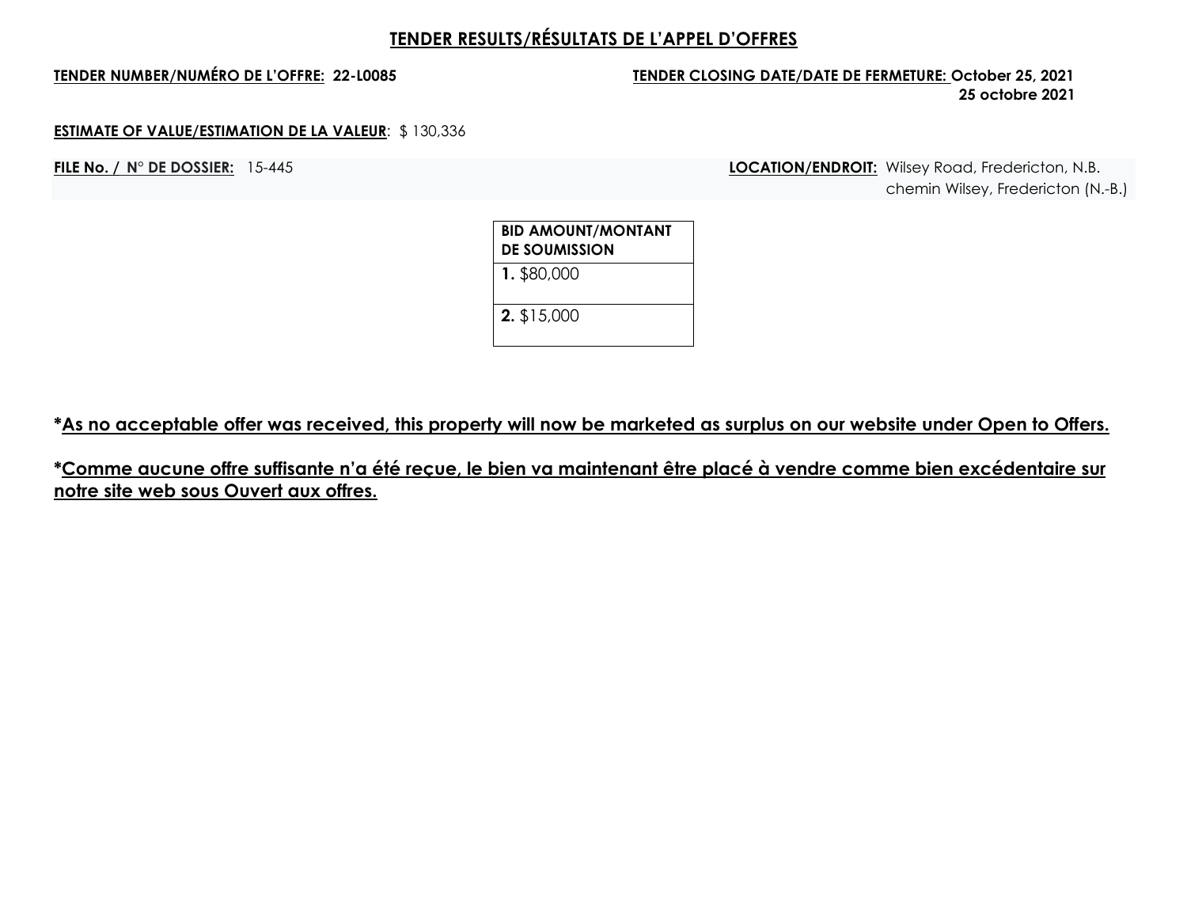## TENDER RESULTS/RÉSULTATS DE L'APPEL D'OFFRES

**TENDER NUMBER/NUMÉRO DE L'OFFRE: 22-L0085**

**TENDER CLOSING DATE/DATE DE FERMETURE: October 25, 2021**
**25 octobre 2021**

**ESTIMATE OF VALUE/ESTIMATION DE LA VALEUR**: $ 130,336

**FILE No. / N° DE DOSSIER:** 15-445

**LOCATION/ENDROIT:** Wilsey Road, Fredericton, N.B.
chemin Wilsey, Fredericton (N.-B.)

| BID AMOUNT/MONTANT DE SOUMISSION |
|---|
| **1.** $80,000 |
| **2.** $15,000 |

**\*As no acceptable offer was received, this property will now be marketed as surplus on our website under Open to Offers.**

**\*Comme aucune offre suffisante n'a été reçue, le bien va maintenant être placé à vendre comme bien excédentaire sur notre site web sous Ouvert aux offres.**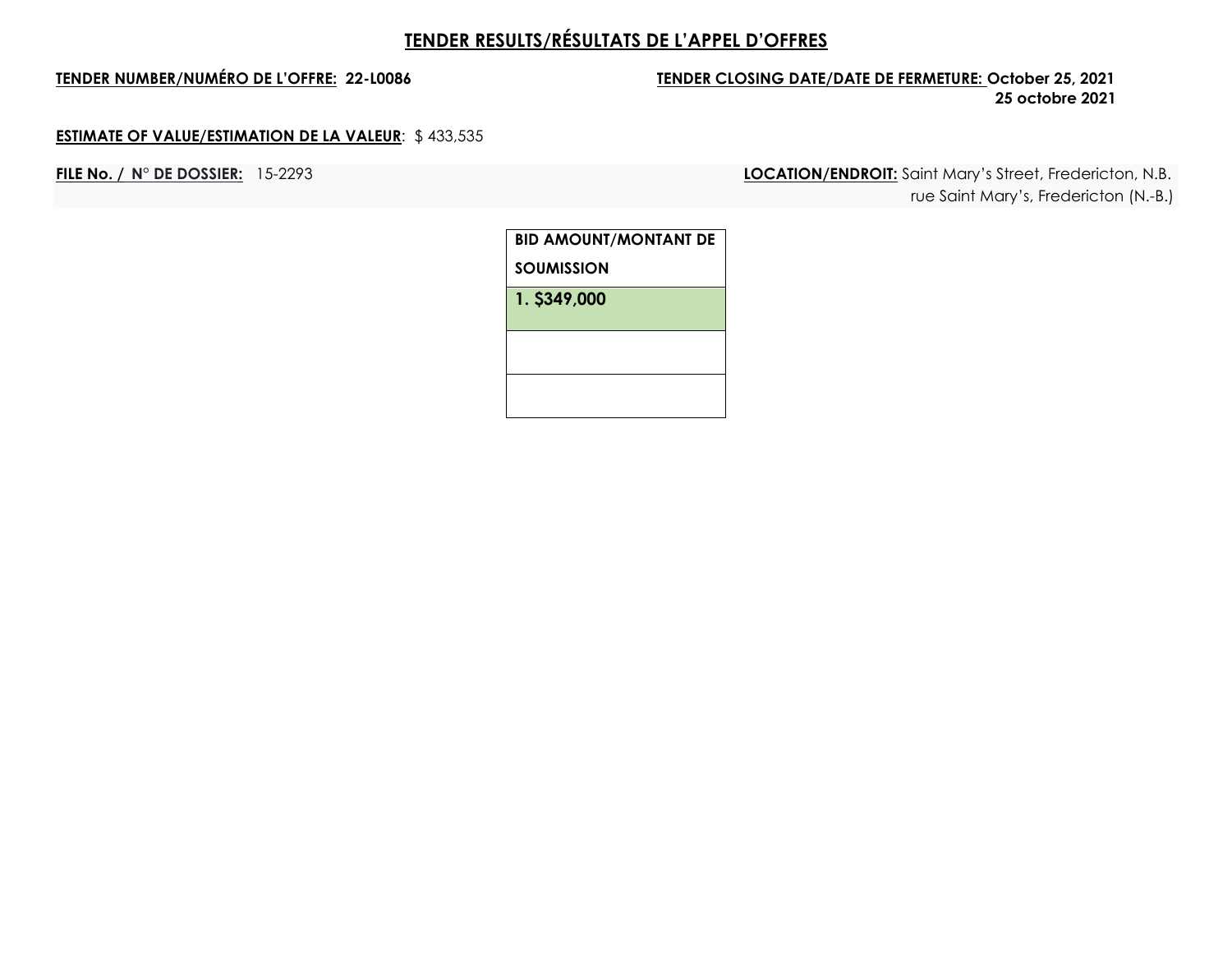## TENDER RESULTS/RÉSULTATS DE L'APPEL D'OFFRES

**TENDER NUMBER/NUMÉRO DE L'OFFRE: 22-L0086**

**TENDER CLOSING DATE/DATE DE FERMETURE: October 25, 2021**
**25 octobre 2021**

**ESTIMATE OF VALUE/ESTIMATION DE LA VALEUR**: $ 433,535

**FILE No. / N° DE DOSSIER:** 15-2293

**LOCATION/ENDROIT:** Saint Mary's Street, Fredericton, N.B.
rue Saint Mary's, Fredericton (N.-B.)

| BID AMOUNT/MONTANT DE SOUMISSION |
|---|
| **1. $349,000** |
| |
| |